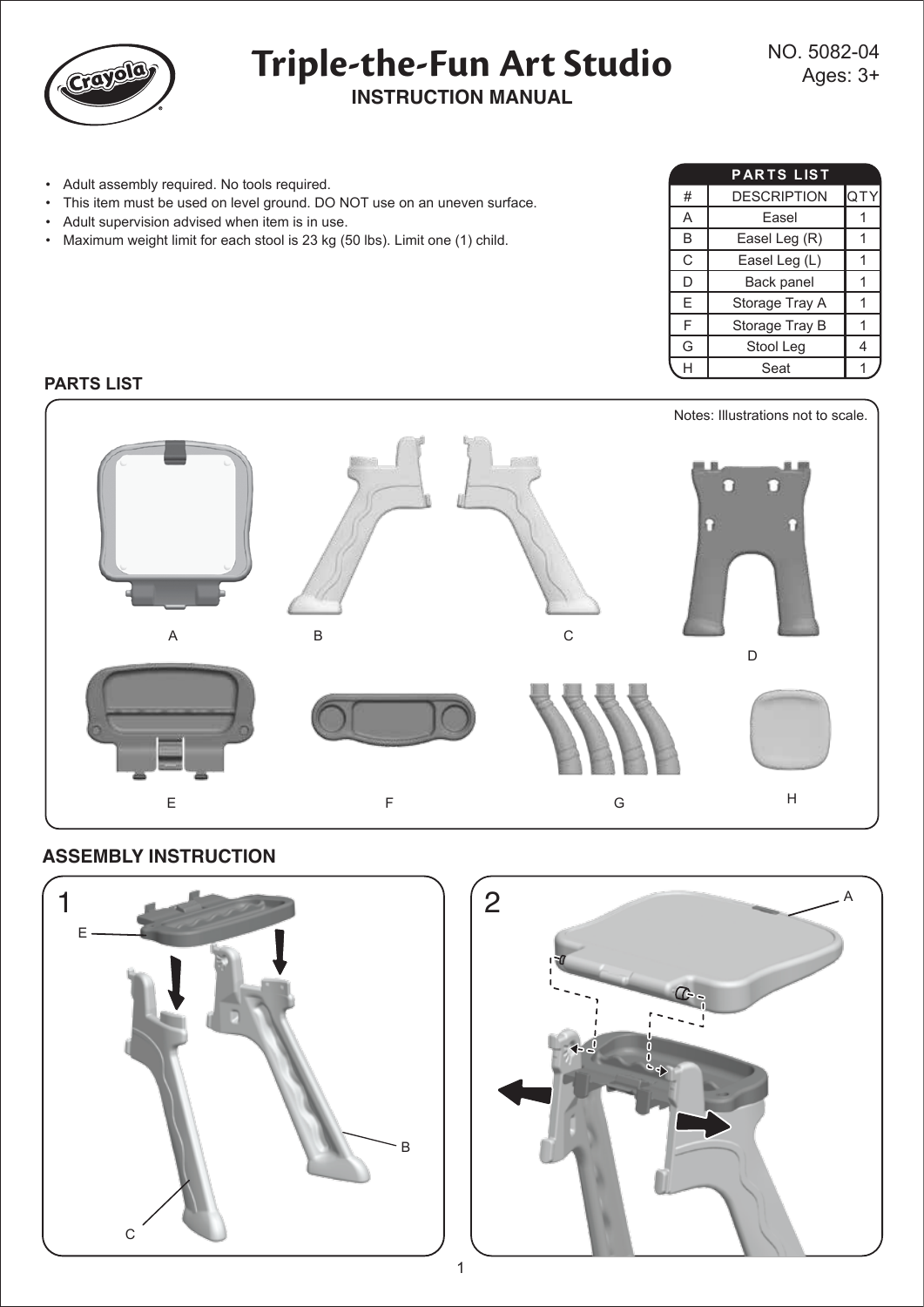# Triple-the-Fun Art Studio

**INSTRUCTION MANUAL**

NO. 5082-04
Ages: 3+

- Adult assembly required. No tools required.
- This item must be used on level ground. DO NOT use on an uneven surface.
- Adult supervision advised when item is in use.
- Maximum weight limit for each stool is 23 kg (50 lbs). Limit one (1) child.

| PARTS LIST | | |
|---|---|---|
| # | DESCRIPTION | QTY |
| A | Easel | 1 |
| B | Easel Leg (R) | 1 |
| C | Easel Leg (L) | 1 |
| D | Back panel | 1 |
| E | Storage Tray A | 1 |
| F | Storage Tray B | 1 |
| G | Stool Leg | 4 |
| H | Seat | 1 |

## PARTS LIST

Notes: Illustrations not to scale.

A B C D E F G H

## ASSEMBLY INSTRUCTION

1

E B C

2

A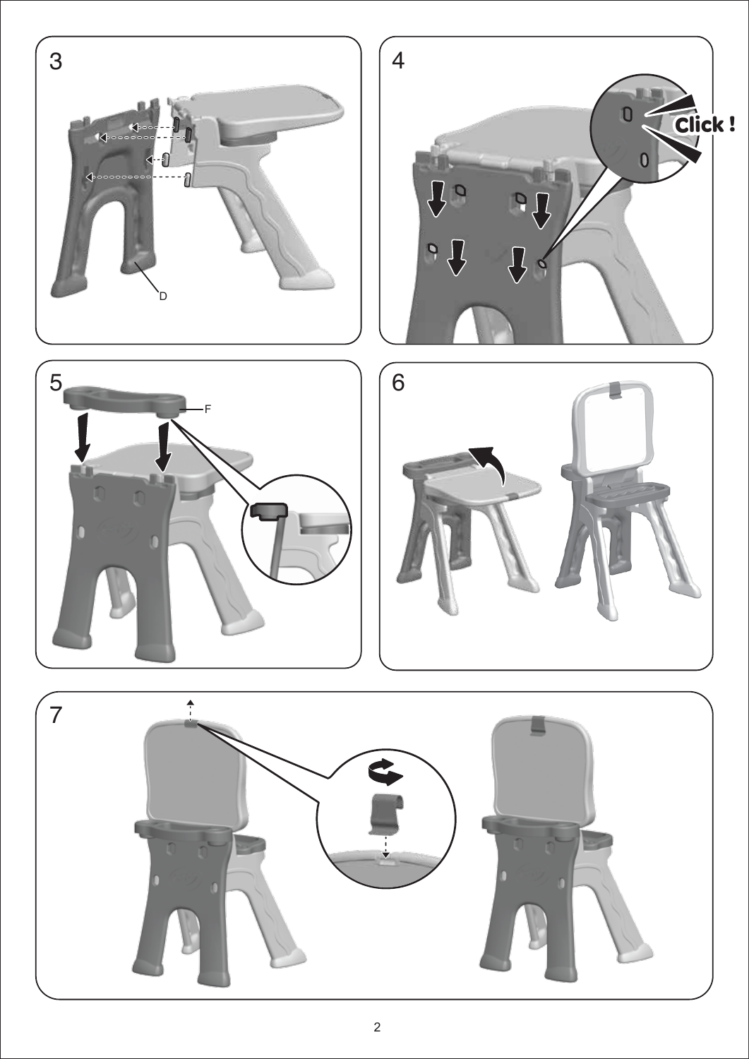3

D

4

Click !

5

F

6

7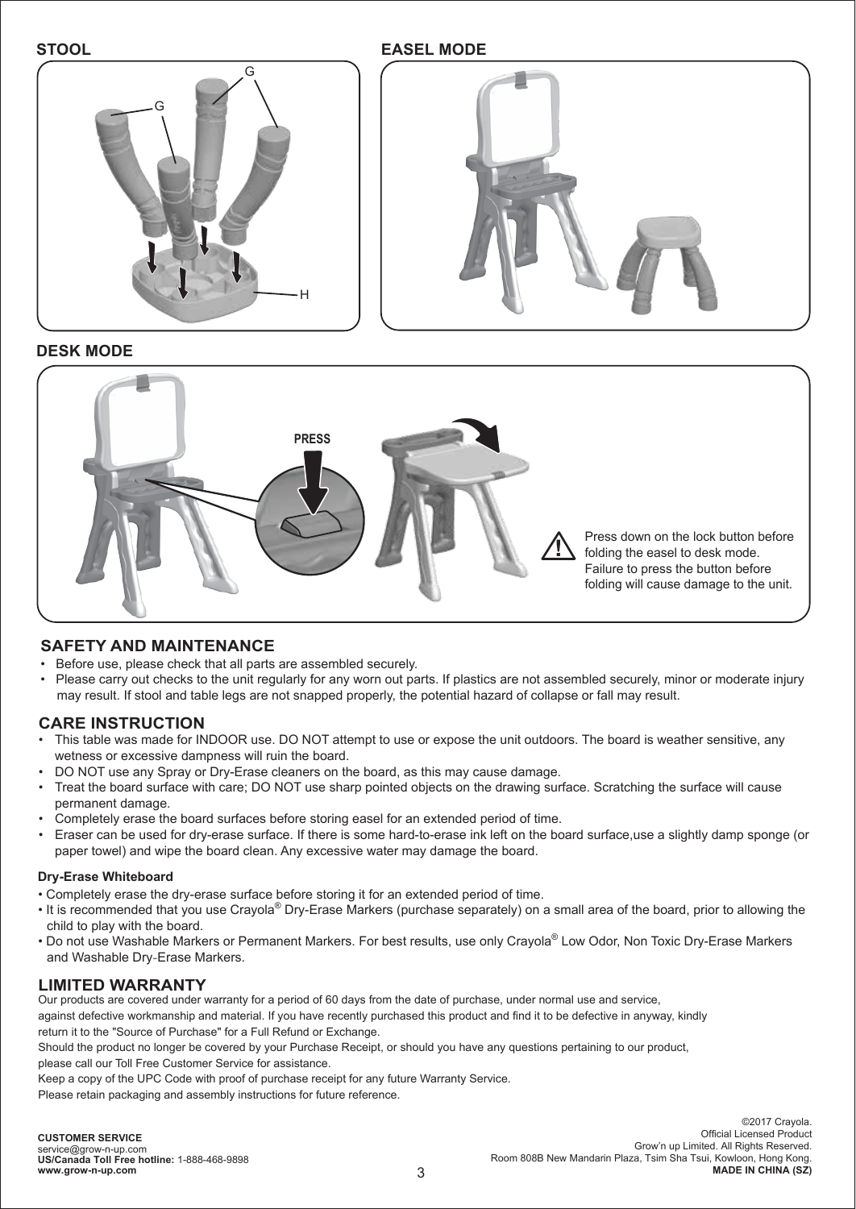## STOOL

G

G

H

## EASEL MODE

## DESK MODE

PRESS

⚠ Press down on the lock button before folding the easel to desk mode. Failure to press the button before folding will cause damage to the unit.

## SAFETY AND MAINTENANCE

- Before use, please check that all parts are assembled securely.
- Please carry out checks to the unit regularly for any worn out parts. If plastics are not assembled securely, minor or moderate injury may result. If stool and table legs are not snapped properly, the potential hazard of collapse or fall may result.

## CARE INSTRUCTION

- This table was made for INDOOR use. DO NOT attempt to use or expose the unit outdoors. The board is weather sensitive, any wetness or excessive dampness will ruin the board.
- DO NOT use any Spray or Dry-Erase cleaners on the board, as this may cause damage.
- Treat the board surface with care; DO NOT use sharp pointed objects on the drawing surface. Scratching the surface will cause permanent damage.
- Completely erase the board surfaces before storing easel for an extended period of time.
- Eraser can be used for dry-erase surface. If there is some hard-to-erase ink left on the board surface,use a slightly damp sponge (or paper towel) and wipe the board clean. Any excessive water may damage the board.

### Dry-Erase Whiteboard

- Completely erase the dry-erase surface before storing it for an extended period of time.
- It is recommended that you use Crayola® Dry-Erase Markers (purchase separately) on a small area of the board, prior to allowing the child to play with the board.
- Do not use Washable Markers or Permanent Markers. For best results, use only Crayola® Low Odor, Non Toxic Dry-Erase Markers and Washable Dry-Erase Markers.

## LIMITED WARRANTY

Our products are covered under warranty for a period of 60 days from the date of purchase, under normal use and service, against defective workmanship and material. If you have recently purchased this product and find it to be defective in anyway, kindly return it to the "Source of Purchase" for a Full Refund or Exchange.

Should the product no longer be covered by your Purchase Receipt, or should you have any questions pertaining to our product, please call our Toll Free Customer Service for assistance.

Keep a copy of the UPC Code with proof of purchase receipt for any future Warranty Service.

Please retain packaging and assembly instructions for future reference.

**CUSTOMER SERVICE**
service@grow-n-up.com
**US/Canada Toll Free hotline:** 1-888-468-9898
**www.grow-n-up.com**

©2017 Crayola.
Official Licensed Product
Grow'n up Limited. All Rights Reserved.
Room 808B New Mandarin Plaza, Tsim Sha Tsui, Kowloon, Hong Kong.
**MADE IN CHINA (SZ)**